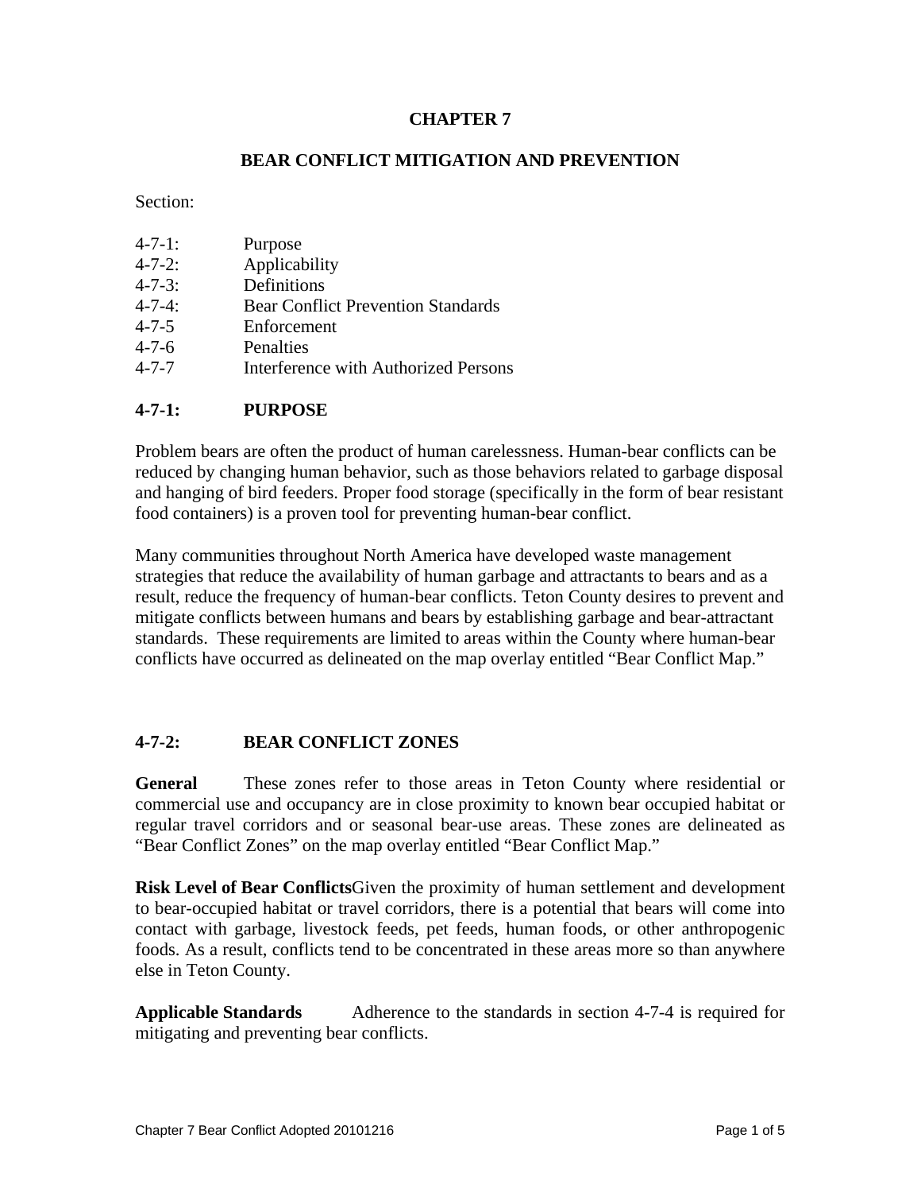# CHAPTER 7

## BEAR CONFLICT MITIGATION AND PREVENTION

Section:

| | |
|---|---|
| 4-7-1: | Purpose |
| 4-7-2: | Applicability |
| 4-7-3: | Definitions |
| 4-7-4: | Bear Conflict Prevention Standards |
| 4-7-5 | Enforcement |
| 4-7-6 | Penalties |
| 4-7-7 | Interference with Authorized Persons |

### 4-7-1: PURPOSE

Problem bears are often the product of human carelessness. Human-bear conflicts can be reduced by changing human behavior, such as those behaviors related to garbage disposal and hanging of bird feeders. Proper food storage (specifically in the form of bear resistant food containers) is a proven tool for preventing human-bear conflict.

Many communities throughout North America have developed waste management strategies that reduce the availability of human garbage and attractants to bears and as a result, reduce the frequency of human-bear conflicts. Teton County desires to prevent and mitigate conflicts between humans and bears by establishing garbage and bear-attractant standards. These requirements are limited to areas within the County where human-bear conflicts have occurred as delineated on the map overlay entitled "Bear Conflict Map."

### 4-7-2: BEAR CONFLICT ZONES

**General** These zones refer to those areas in Teton County where residential or commercial use and occupancy are in close proximity to known bear occupied habitat or regular travel corridors and or seasonal bear-use areas. These zones are delineated as "Bear Conflict Zones" on the map overlay entitled "Bear Conflict Map."

**Risk Level of Bear Conflicts** Given the proximity of human settlement and development to bear-occupied habitat or travel corridors, there is a potential that bears will come into contact with garbage, livestock feeds, pet feeds, human foods, or other anthropogenic foods. As a result, conflicts tend to be concentrated in these areas more so than anywhere else in Teton County.

**Applicable Standards** Adherence to the standards in section 4-7-4 is required for mitigating and preventing bear conflicts.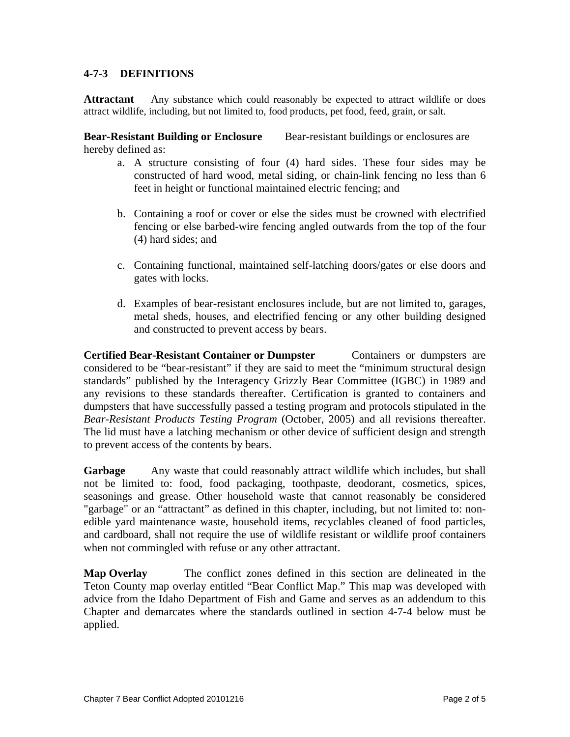## 4-7-3 DEFINITIONS

**Attractant** Any substance which could reasonably be expected to attract wildlife or does attract wildlife, including, but not limited to, food products, pet food, feed, grain, or salt.

**Bear-Resistant Building or Enclosure** Bear-resistant buildings or enclosures are hereby defined as:

a. A structure consisting of four (4) hard sides. These four sides may be constructed of hard wood, metal siding, or chain-link fencing no less than 6 feet in height or functional maintained electric fencing; and

b. Containing a roof or cover or else the sides must be crowned with electrified fencing or else barbed-wire fencing angled outwards from the top of the four (4) hard sides; and

c. Containing functional, maintained self-latching doors/gates or else doors and gates with locks.

d. Examples of bear-resistant enclosures include, but are not limited to, garages, metal sheds, houses, and electrified fencing or any other building designed and constructed to prevent access by bears.

**Certified Bear-Resistant Container or Dumpster** Containers or dumpsters are considered to be "bear-resistant" if they are said to meet the "minimum structural design standards" published by the Interagency Grizzly Bear Committee (IGBC) in 1989 and any revisions to these standards thereafter. Certification is granted to containers and dumpsters that have successfully passed a testing program and protocols stipulated in the *Bear-Resistant Products Testing Program* (October, 2005) and all revisions thereafter. The lid must have a latching mechanism or other device of sufficient design and strength to prevent access of the contents by bears.

**Garbage** Any waste that could reasonably attract wildlife which includes, but shall not be limited to: food, food packaging, toothpaste, deodorant, cosmetics, spices, seasonings and grease. Other household waste that cannot reasonably be considered "garbage" or an "attractant" as defined in this chapter, including, but not limited to: non-edible yard maintenance waste, household items, recyclables cleaned of food particles, and cardboard, shall not require the use of wildlife resistant or wildlife proof containers when not commingled with refuse or any other attractant.

**Map Overlay** The conflict zones defined in this section are delineated in the Teton County map overlay entitled "Bear Conflict Map." This map was developed with advice from the Idaho Department of Fish and Game and serves as an addendum to this Chapter and demarcates where the standards outlined in section 4-7-4 below must be applied.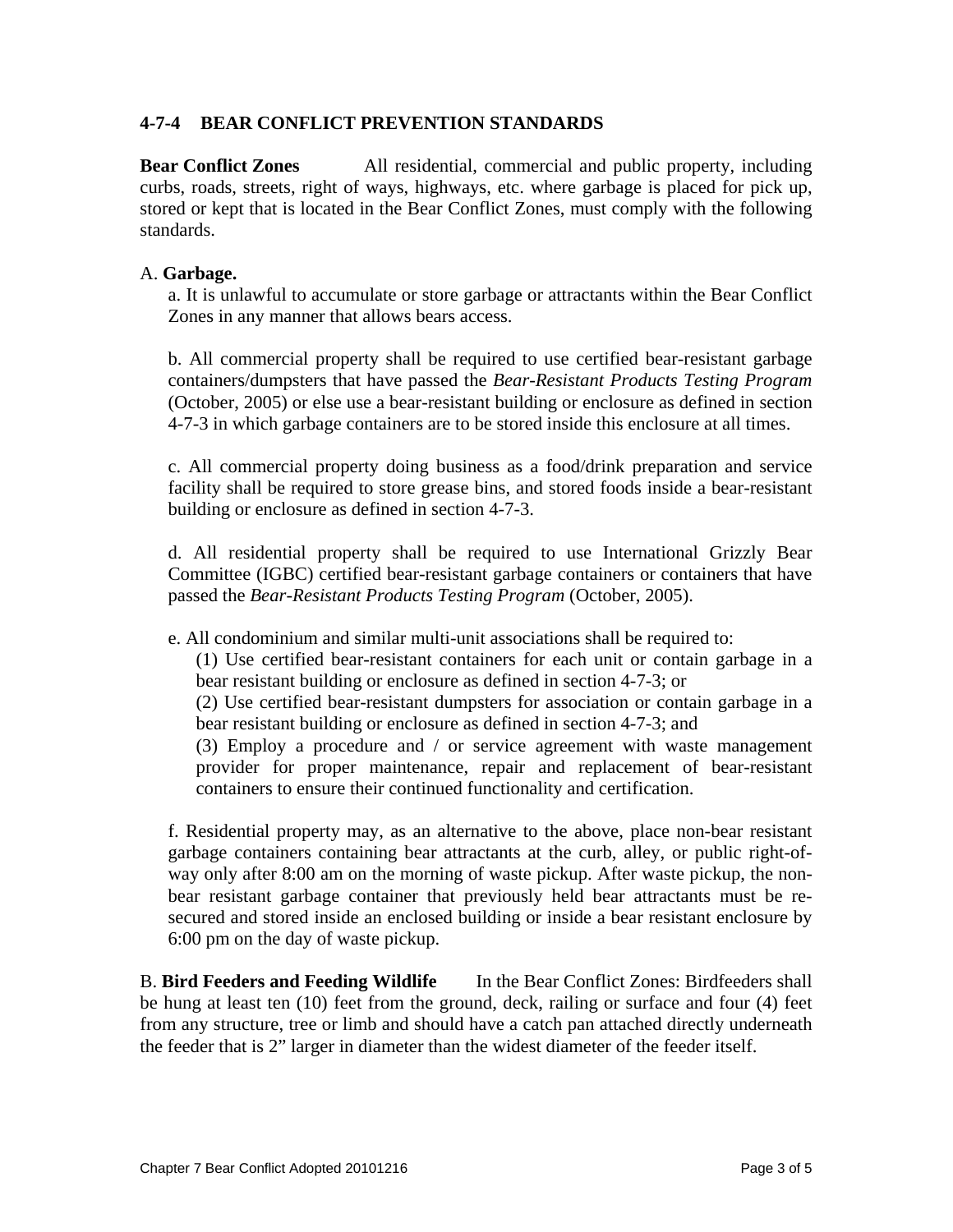## 4-7-4 BEAR CONFLICT PREVENTION STANDARDS

**Bear Conflict Zones** All residential, commercial and public property, including curbs, roads, streets, right of ways, highways, etc. where garbage is placed for pick up, stored or kept that is located in the Bear Conflict Zones, must comply with the following standards.

A. **Garbage.**

a. It is unlawful to accumulate or store garbage or attractants within the Bear Conflict Zones in any manner that allows bears access.

b. All commercial property shall be required to use certified bear-resistant garbage containers/dumpsters that have passed the *Bear-Resistant Products Testing Program* (October, 2005) or else use a bear-resistant building or enclosure as defined in section 4-7-3 in which garbage containers are to be stored inside this enclosure at all times.

c. All commercial property doing business as a food/drink preparation and service facility shall be required to store grease bins, and stored foods inside a bear-resistant building or enclosure as defined in section 4-7-3.

d. All residential property shall be required to use International Grizzly Bear Committee (IGBC) certified bear-resistant garbage containers or containers that have passed the *Bear-Resistant Products Testing Program* (October, 2005).

e. All condominium and similar multi-unit associations shall be required to:

(1) Use certified bear-resistant containers for each unit or contain garbage in a bear resistant building or enclosure as defined in section 4-7-3; or

(2) Use certified bear-resistant dumpsters for association or contain garbage in a bear resistant building or enclosure as defined in section 4-7-3; and

(3) Employ a procedure and / or service agreement with waste management provider for proper maintenance, repair and replacement of bear-resistant containers to ensure their continued functionality and certification.

f. Residential property may, as an alternative to the above, place non-bear resistant garbage containers containing bear attractants at the curb, alley, or public right-of-way only after 8:00 am on the morning of waste pickup. After waste pickup, the non-bear resistant garbage container that previously held bear attractants must be re-secured and stored inside an enclosed building or inside a bear resistant enclosure by 6:00 pm on the day of waste pickup.

B. **Bird Feeders and Feeding Wildlife** In the Bear Conflict Zones: Birdfeeders shall be hung at least ten (10) feet from the ground, deck, railing or surface and four (4) feet from any structure, tree or limb and should have a catch pan attached directly underneath the feeder that is 2" larger in diameter than the widest diameter of the feeder itself.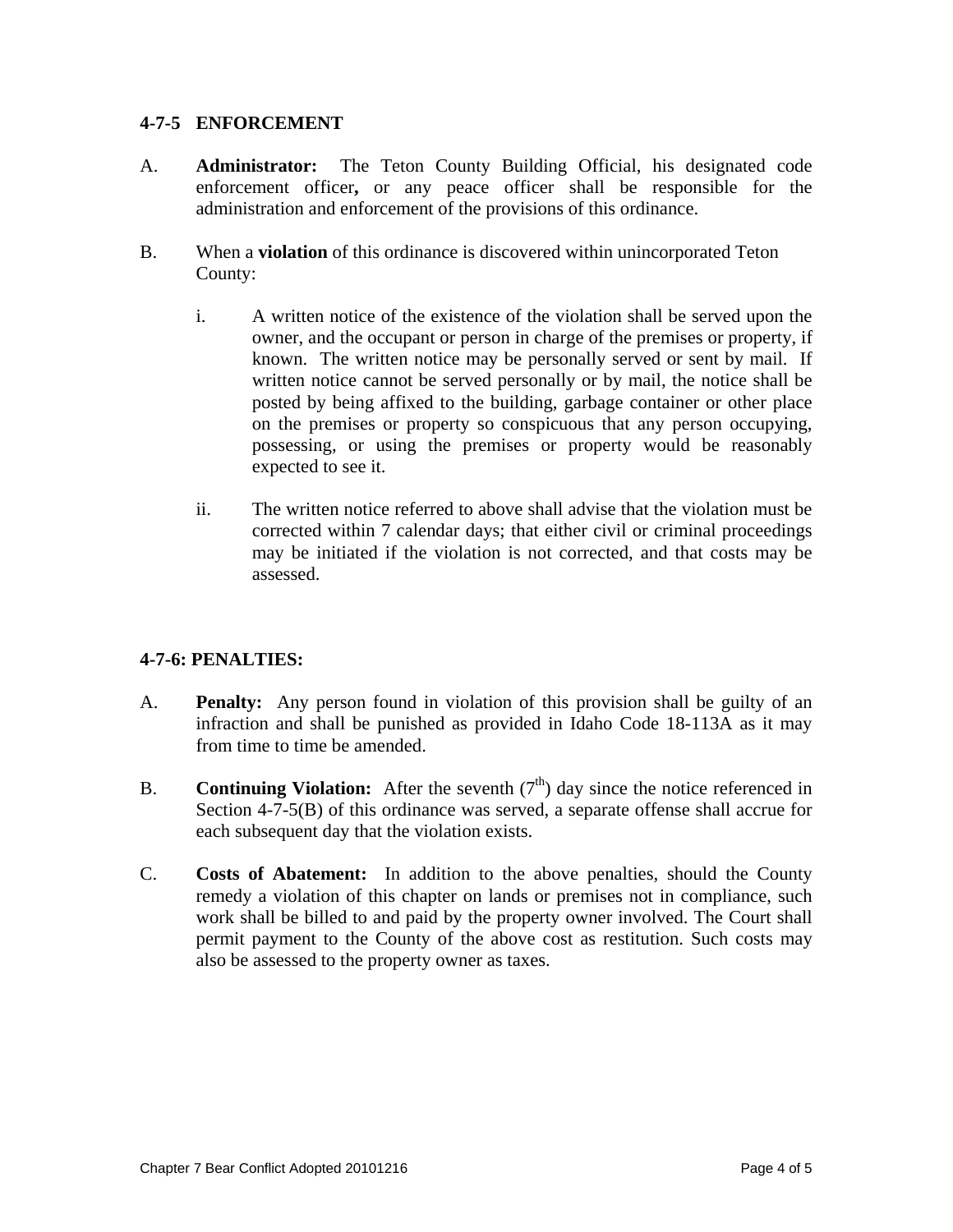## 4-7-5 ENFORCEMENT

A. **Administrator:** The Teton County Building Official, his designated code enforcement officer**,** or any peace officer shall be responsible for the administration and enforcement of the provisions of this ordinance.

B. When a **violation** of this ordinance is discovered within unincorporated Teton County:

   i. A written notice of the existence of the violation shall be served upon the owner, and the occupant or person in charge of the premises or property, if known. The written notice may be personally served or sent by mail. If written notice cannot be served personally or by mail, the notice shall be posted by being affixed to the building, garbage container or other place on the premises or property so conspicuous that any person occupying, possessing, or using the premises or property would be reasonably expected to see it.

   ii. The written notice referred to above shall advise that the violation must be corrected within 7 calendar days; that either civil or criminal proceedings may be initiated if the violation is not corrected, and that costs may be assessed.

## 4-7-6: PENALTIES:

A. **Penalty:** Any person found in violation of this provision shall be guilty of an infraction and shall be punished as provided in Idaho Code 18-113A as it may from time to time be amended.

B. **Continuing Violation:** After the seventh (7th) day since the notice referenced in Section 4-7-5(B) of this ordinance was served, a separate offense shall accrue for each subsequent day that the violation exists.

C. **Costs of Abatement:** In addition to the above penalties, should the County remedy a violation of this chapter on lands or premises not in compliance, such work shall be billed to and paid by the property owner involved. The Court shall permit payment to the County of the above cost as restitution. Such costs may also be assessed to the property owner as taxes.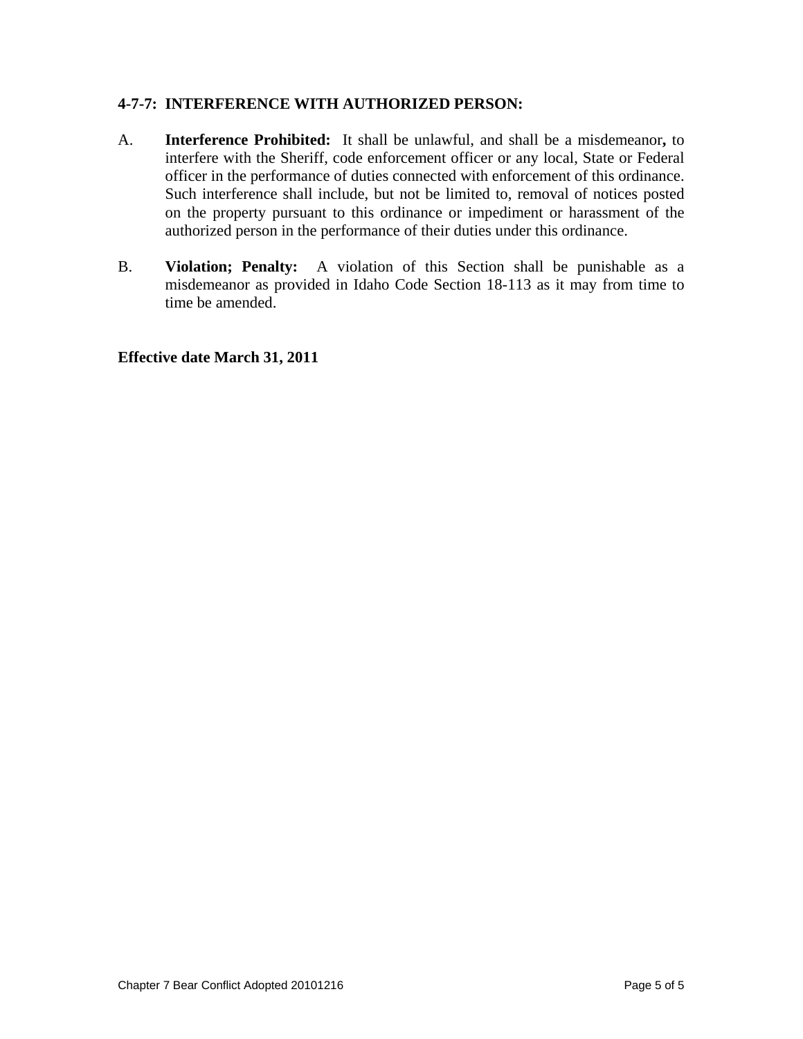### 4-7-7: INTERFERENCE WITH AUTHORIZED PERSON:

A. **Interference Prohibited:** It shall be unlawful, and shall be a misdemeanor**,** to interfere with the Sheriff, code enforcement officer or any local, State or Federal officer in the performance of duties connected with enforcement of this ordinance. Such interference shall include, but not be limited to, removal of notices posted on the property pursuant to this ordinance or impediment or harassment of the authorized person in the performance of their duties under this ordinance.

B. **Violation; Penalty:** A violation of this Section shall be punishable as a misdemeanor as provided in Idaho Code Section 18-113 as it may from time to time be amended.

**Effective date March 31, 2011**